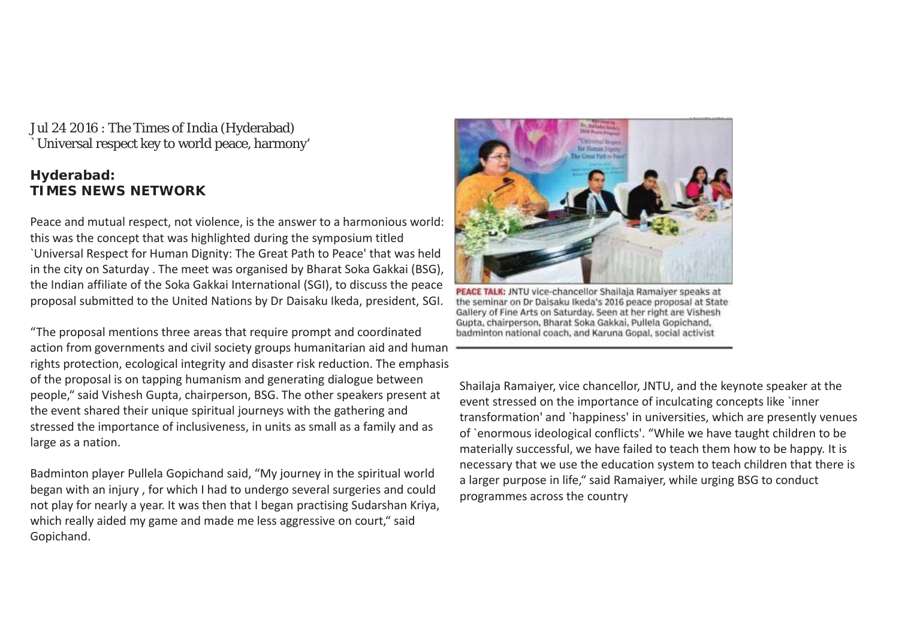Jul 24 2016 : The Times of India (Hyderabad)

# `Universal respect key to world peace, harmony'

**Hyderabad:**
**TIMES NEWS NETWORK**

Peace and mutual respect, not violence, is the answer to a harmonious world: this was the concept that was highlighted during the symposium titled `Universal Respect for Human Dignity: The Great Path to Peace' that was held in the city on Saturday . The meet was organised by Bharat Soka Gakkai (BSG), the Indian affiliate of the Soka Gakkai International (SGI), to discuss the peace proposal submitted to the United Nations by Dr Daisaku Ikeda, president, SGI.

"The proposal mentions three areas that require prompt and coordinated action from governments and civil society groups humanitarian aid and human rights protection, ecological integrity and disaster risk reduction. The emphasis of the proposal is on tapping humanism and generating dialogue between people," said Vishesh Gupta, chairperson, BSG. The other speakers present at the event shared their unique spiritual journeys with the gathering and stressed the importance of inclusiveness, in units as small as a family and as large as a nation.

Badminton player Pullela Gopichand said, "My journey in the spiritual world began with an injury , for which I had to undergo several surgeries and could not play for nearly a year. It was then that I began practising Sudarshan Kriya, which really aided my game and made me less aggressive on court," said Gopichand.

**PEACE TALK:** JNTU vice-chancellor Shailaja Ramaiyer speaks at the seminar on Dr Daisaku Ikeda's 2016 peace proposal at State Gallery of Fine Arts on Saturday. Seen at her right are Vishesh Gupta, chairperson, Bharat Soka Gakkai, Pullela Gopichand, badminton national coach, and Karuna Gopal, social activist

Shailaja Ramaiyer, vice chancellor, JNTU, and the keynote speaker at the event stressed on the importance of inculcating concepts like `inner transformation' and `happiness' in universities, which are presently venues of `enormous ideological conflicts'. "While we have taught children to be materially successful, we have failed to teach them how to be happy. It is necessary that we use the education system to teach children that there is a larger purpose in life," said Ramaiyer, while urging BSG to conduct programmes across the country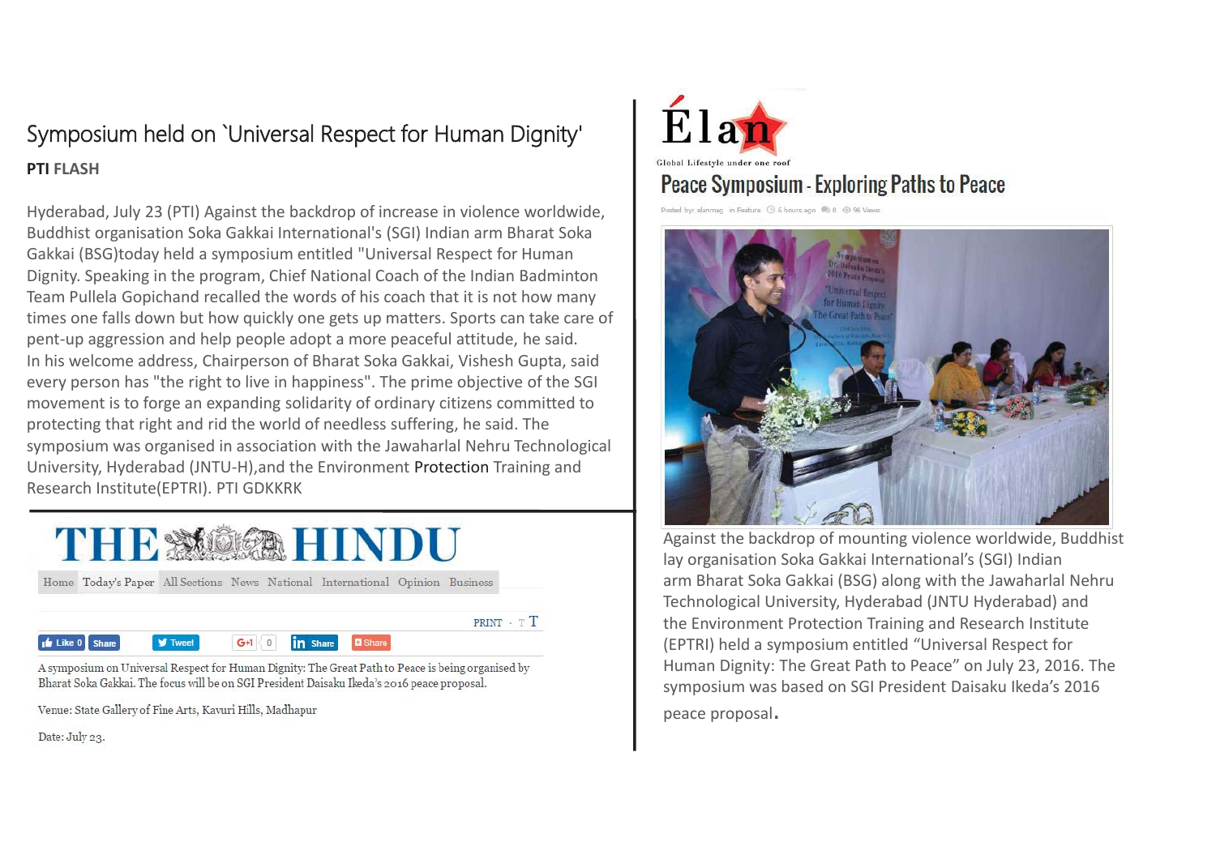# Symposium held on `Universal Respect for Human Dignity'

**PTI FLASH**

Hyderabad, July 23 (PTI) Against the backdrop of increase in violence worldwide, Buddhist organisation Soka Gakkai International's (SGI) Indian arm Bharat Soka Gakkai (BSG)today held a symposium entitled "Universal Respect for Human Dignity. Speaking in the program, Chief National Coach of the Indian Badminton Team Pullela Gopichand recalled the words of his coach that it is not how many times one falls down but how quickly one gets up matters. Sports can take care of pent-up aggression and help people adopt a more peaceful attitude, he said.
In his welcome address, Chairperson of Bharat Soka Gakkai, Vishesh Gupta, said every person has "the right to live in happiness". The prime objective of the SGI movement is to forge an expanding solidarity of ordinary citizens committed to protecting that right and rid the world of needless suffering, he said. The symposium was organised in association with the Jawaharlal Nehru Technological University, Hyderabad (JNTU-H),and the Environment Protection Training and Research Institute(EPTRI). PTI GDKKRK

# THE HINDU

Home | Today's Paper | All Sections | News | National | International | Opinion | Business

A symposium on Universal Respect for Human Dignity: The Great Path to Peace is being organised by Bharat Soka Gakkai. The focus will be on SGI President Daisaku Ikeda's 2016 peace proposal.

Venue: State Gallery of Fine Arts, Kavuri Hills, Madhapur

Date: July 23.

# Élan

Global Lifestyle under one roof

## Peace Symposium - Exploring Paths to Peace

Posted by: elanmag in Feature 6 hours ago 0 96 Views

Against the backdrop of mounting violence worldwide, Buddhist lay organisation Soka Gakkai International's (SGI) Indian arm Bharat Soka Gakkai (BSG) along with the Jawaharlal Nehru Technological University, Hyderabad (JNTU Hyderabad) and the Environment Protection Training and Research Institute (EPTRI) held a symposium entitled "Universal Respect for Human Dignity: The Great Path to Peace" on July 23, 2016. The symposium was based on SGI President Daisaku Ikeda's 2016 peace proposal.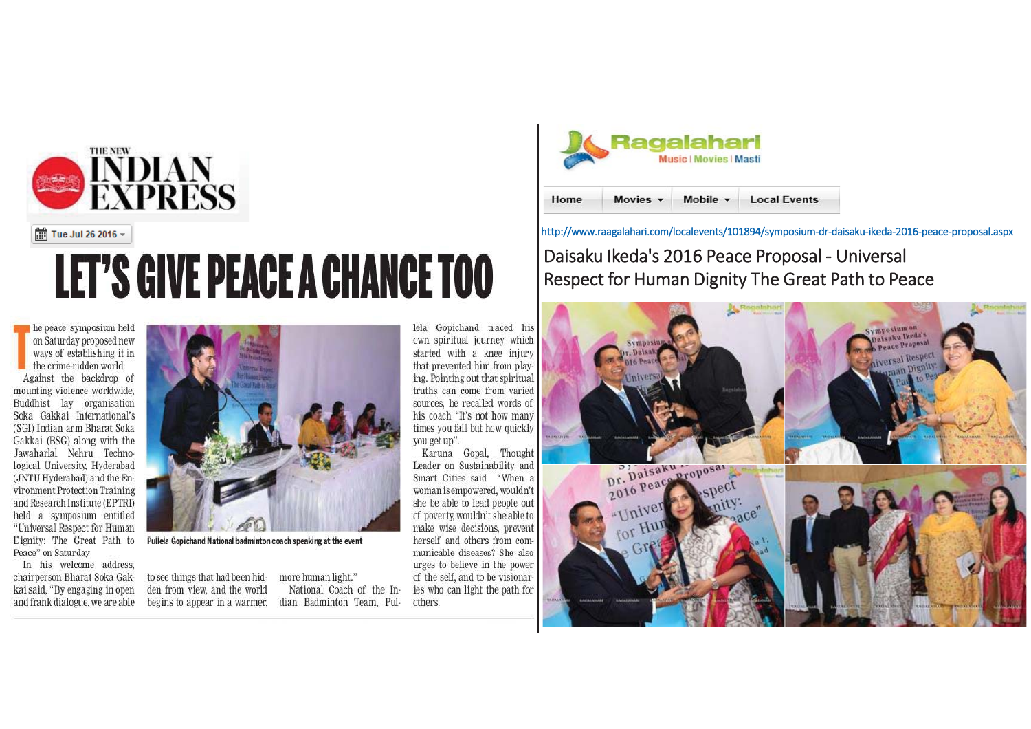THE NEW INDIAN EXPRESS

Tue Jul 26 2016

# LET'S GIVE PEACE A CHANCE TOO

The peace symposium held on Saturday proposed new ways of establishing it in the crime-ridden world

Against the backdrop of mounting violence worldwide, Buddhist lay organisation Soka Gakkai International's (SGI) Indian arm Bharat Soka Gakkai (BSG) along with the Jawaharlal Nehru Technological University, Hyderabad (JNTU Hyderabad) and the Environment Protection Training and Research Institute (EPTRI) held a symposium entitled "Universal Respect for Human Dignity: The Great Path to Peace" on Saturday

In his welcome address, chairperson Bharat Soka Gakkai said, "By engaging in open and frank dialogue, we are able to see things that had been hidden from view, and the world begins to appear in a warmer, more human light."

National Coach of the Indian Badminton Team, Pullela Gopichand traced his own spiritual journey which started with a knee injury that prevented him from playing. Pointing out that spiritual truths can come from varied sources, he recalled words of his coach "It's not how many times you fall but how quickly you get up".

Karuna Gopal, Thought Leader on Sustainability and Smart Cities said "When a woman is empowered, wouldn't she be able to lead people out of poverty, wouldn't she able to make wise decisions, prevent herself and others from communicable diseases? She also urges to believe in the power of the self, and to be visionaries who can light the path for others.

Pullela Gopichand National badminton coach speaking at the event

---

Ragalahari Music | Movies | Masti

Home | Movies | Mobile | Local Events

http://www.raagalahari.com/localevents/101894/symposium-dr-daisaku-ikeda-2016-peace-proposal.aspx

## Daisaku Ikeda's 2016 Peace Proposal - Universal Respect for Human Dignity The Great Path to Peace